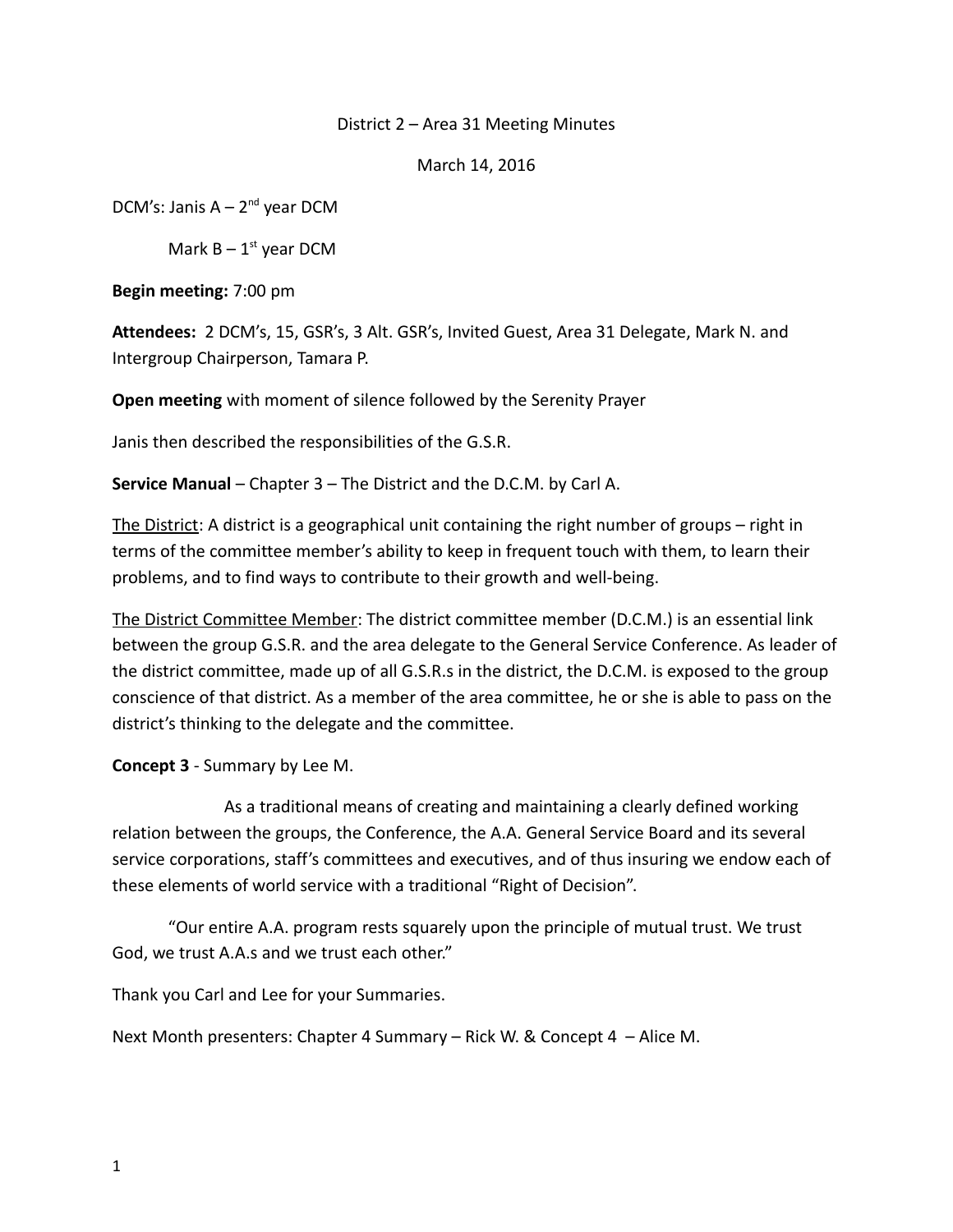District 2 – Area 31 Meeting Minutes

March 14, 2016

DCM's: Janis A – 2nd year DCM

Mark B – 1st year DCM

**Begin meeting:** 7:00 pm

**Attendees:** 2 DCM's, 15, GSR's, 3 Alt. GSR's, Invited Guest, Area 31 Delegate, Mark N. and Intergroup Chairperson, Tamara P.

**Open meeting** with moment of silence followed by the Serenity Prayer

Janis then described the responsibilities of the G.S.R.

**Service Manual** – Chapter 3 – The District and the D.C.M. by Carl A.

<u>The District</u>: A district is a geographical unit containing the right number of groups – right in terms of the committee member's ability to keep in frequent touch with them, to learn their problems, and to find ways to contribute to their growth and well-being.

<u>The District Committee Member</u>: The district committee member (D.C.M.) is an essential link between the group G.S.R. and the area delegate to the General Service Conference. As leader of the district committee, made up of all G.S.R.s in the district, the D.C.M. is exposed to the group conscience of that district. As a member of the area committee, he or she is able to pass on the district's thinking to the delegate and the committee.

**Concept 3** - Summary by Lee M.

As a traditional means of creating and maintaining a clearly defined working relation between the groups, the Conference, the A.A. General Service Board and its several service corporations, staff's committees and executives, and of thus insuring we endow each of these elements of world service with a traditional "Right of Decision".

"Our entire A.A. program rests squarely upon the principle of mutual trust. We trust God, we trust A.A.s and we trust each other."

Thank you Carl and Lee for your Summaries.

Next Month presenters: Chapter 4 Summary – Rick W. & Concept 4 – Alice M.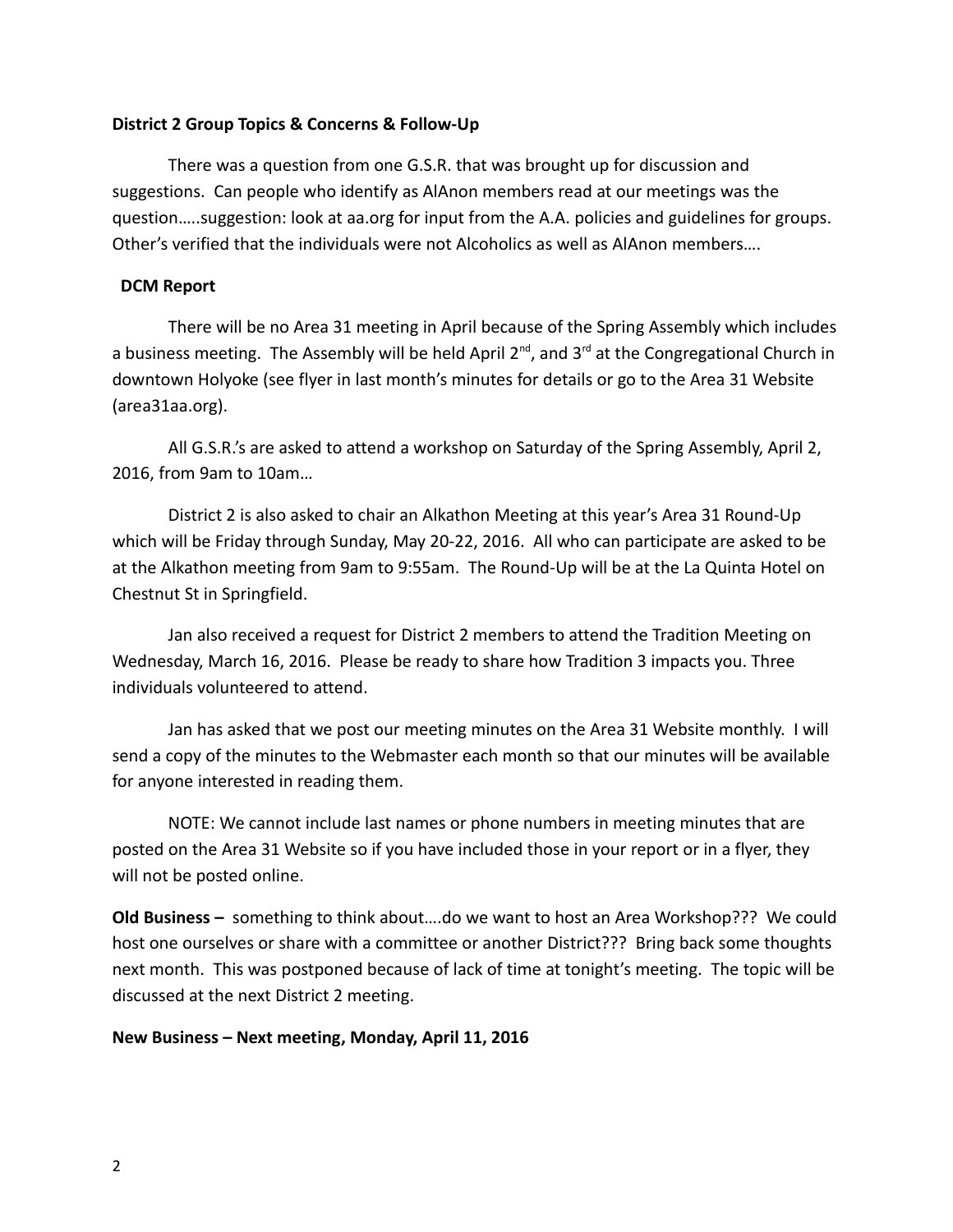**District 2 Group Topics & Concerns & Follow-Up**

There was a question from one G.S.R. that was brought up for discussion and suggestions. Can people who identify as AlAnon members read at our meetings was the question…..suggestion: look at aa.org for input from the A.A. policies and guidelines for groups. Other's verified that the individuals were not Alcoholics as well as AlAnon members….

**DCM Report**

There will be no Area 31 meeting in April because of the Spring Assembly which includes a business meeting. The Assembly will be held April 2nd, and 3rd at the Congregational Church in downtown Holyoke (see flyer in last month's minutes for details or go to the Area 31 Website (area31aa.org).

All G.S.R.'s are asked to attend a workshop on Saturday of the Spring Assembly, April 2, 2016, from 9am to 10am…

District 2 is also asked to chair an Alkathon Meeting at this year's Area 31 Round-Up which will be Friday through Sunday, May 20-22, 2016. All who can participate are asked to be at the Alkathon meeting from 9am to 9:55am. The Round-Up will be at the La Quinta Hotel on Chestnut St in Springfield.

Jan also received a request for District 2 members to attend the Tradition Meeting on Wednesday, March 16, 2016. Please be ready to share how Tradition 3 impacts you. Three individuals volunteered to attend.

Jan has asked that we post our meeting minutes on the Area 31 Website monthly. I will send a copy of the minutes to the Webmaster each month so that our minutes will be available for anyone interested in reading them.

NOTE: We cannot include last names or phone numbers in meeting minutes that are posted on the Area 31 Website so if you have included those in your report or in a flyer, they will not be posted online.

**Old Business –** something to think about….do we want to host an Area Workshop??? We could host one ourselves or share with a committee or another District??? Bring back some thoughts next month. This was postponed because of lack of time at tonight's meeting. The topic will be discussed at the next District 2 meeting.

**New Business – Next meeting, Monday, April 11, 2016**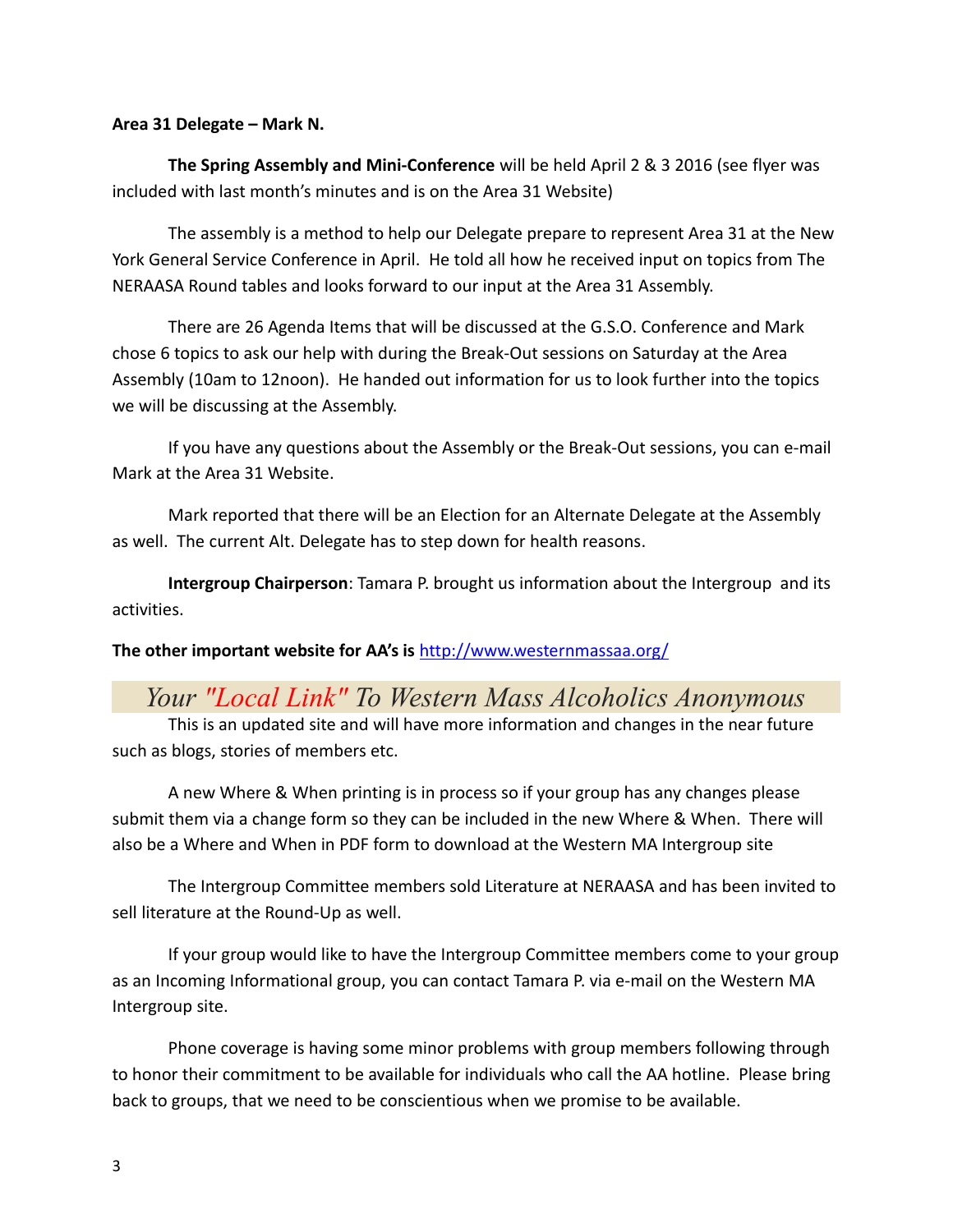**Area 31 Delegate – Mark N.**

**The Spring Assembly and Mini-Conference** will be held April 2 & 3 2016 (see flyer was included with last month's minutes and is on the Area 31 Website)

The assembly is a method to help our Delegate prepare to represent Area 31 at the New York General Service Conference in April. He told all how he received input on topics from The NERAASA Round tables and looks forward to our input at the Area 31 Assembly.

There are 26 Agenda Items that will be discussed at the G.S.O. Conference and Mark chose 6 topics to ask our help with during the Break-Out sessions on Saturday at the Area Assembly (10am to 12noon). He handed out information for us to look further into the topics we will be discussing at the Assembly.

If you have any questions about the Assembly or the Break-Out sessions, you can e-mail Mark at the Area 31 Website.

Mark reported that there will be an Election for an Alternate Delegate at the Assembly as well. The current Alt. Delegate has to step down for health reasons.

**Intergroup Chairperson**: Tamara P. brought us information about the Intergroup and its activities.

**The other important website for AA's is** http://www.westernmassaa.org/

*Your "Local Link" To Western Mass Alcoholics Anonymous*

This is an updated site and will have more information and changes in the near future such as blogs, stories of members etc.

A new Where & When printing is in process so if your group has any changes please submit them via a change form so they can be included in the new Where & When. There will also be a Where and When in PDF form to download at the Western MA Intergroup site

The Intergroup Committee members sold Literature at NERAASA and has been invited to sell literature at the Round-Up as well.

If your group would like to have the Intergroup Committee members come to your group as an Incoming Informational group, you can contact Tamara P. via e-mail on the Western MA Intergroup site.

Phone coverage is having some minor problems with group members following through to honor their commitment to be available for individuals who call the AA hotline. Please bring back to groups, that we need to be conscientious when we promise to be available.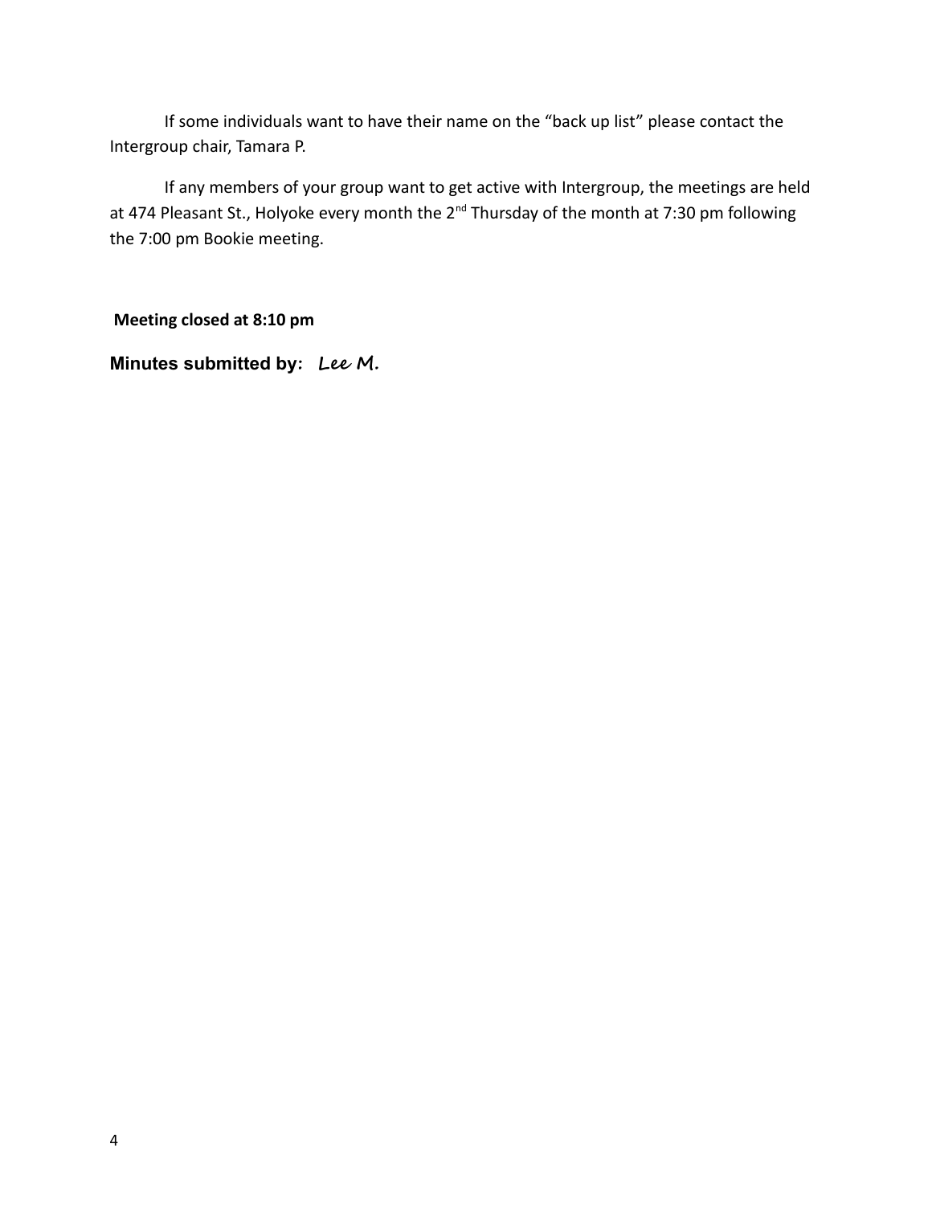If some individuals want to have their name on the "back up list" please contact the Intergroup chair, Tamara P.

If any members of your group want to get active with Intergroup, the meetings are held at 474 Pleasant St., Holyoke every month the 2nd Thursday of the month at 7:30 pm following the 7:00 pm Bookie meeting.

**Meeting closed at 8:10 pm**

**Minutes submitted by:** Lee M.